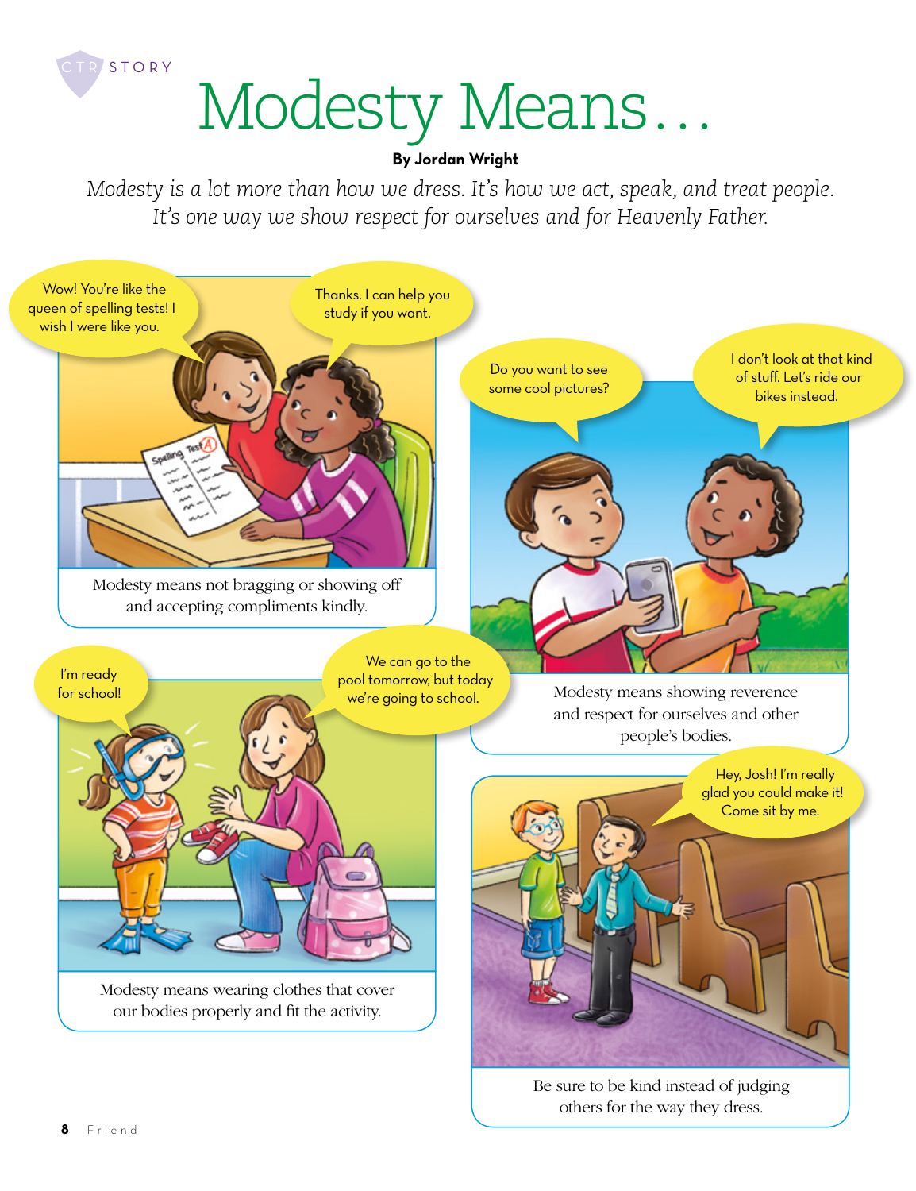CTR STORY

# Modesty Means…

**By Jordan Wright**

*Modesty is a lot more than how we dress. It's how we act, speak, and treat people. It's one way we show respect for ourselves and for Heavenly Father.*

Wow! You're like the queen of spelling tests! I wish I were like you.

Thanks. I can help you study if you want.

Modesty means not bragging or showing off and accepting compliments kindly.

Do you want to see some cool pictures?

I don't look at that kind of stuff. Let's ride our bikes instead.

Modesty means showing reverence and respect for ourselves and other people's bodies.

I'm ready for school!

We can go to the pool tomorrow, but today we're going to school.

Modesty means wearing clothes that cover our bodies properly and fit the activity.

Hey, Josh! I'm really glad you could make it! Come sit by me.

Be sure to be kind instead of judging others for the way they dress.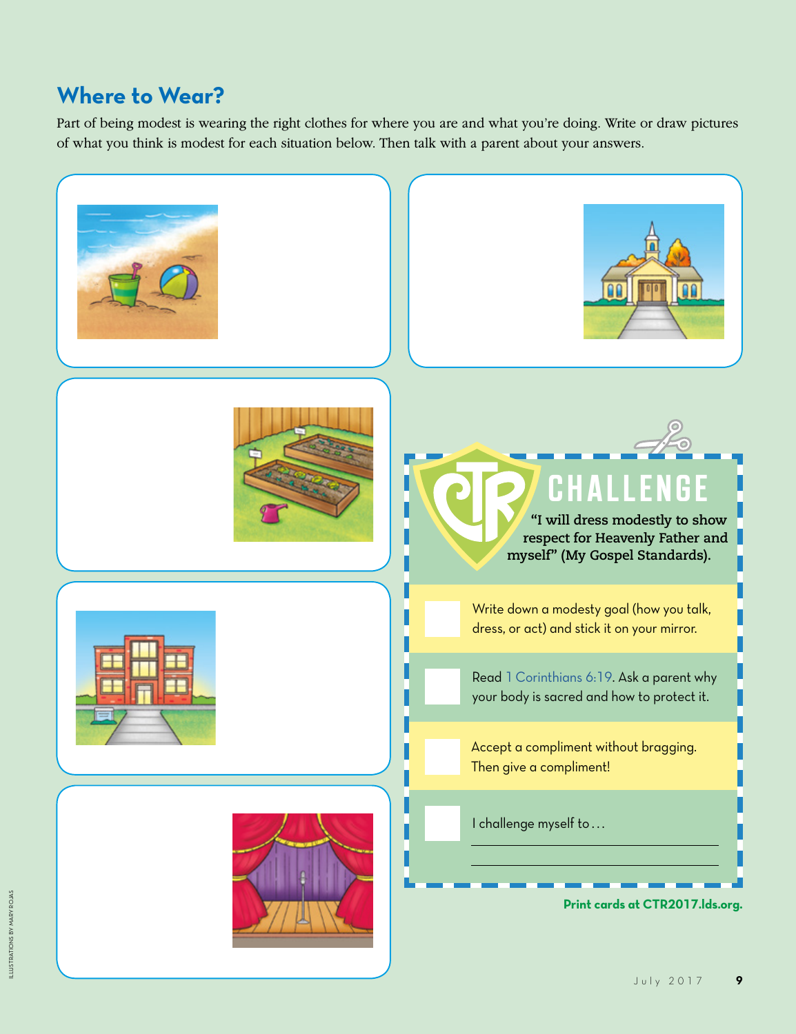## Where to Wear?

Part of being modest is wearing the right clothes for where you are and what you're doing. Write or draw pictures of what you think is modest for each situation below. Then talk with a parent about your answers.

## CTR CHALLENGE

"I will dress modestly to show respect for Heavenly Father and myself" (My Gospel Standards).

- [ ] Write down a modesty goal (how you talk, dress, or act) and stick it on your mirror.
- [ ] Read 1 Corinthians 6:19. Ask a parent why your body is sacred and how to protect it.
- [ ] Accept a compliment without bragging. Then give a compliment!
- [ ] I challenge myself to . . .

______________________________

______________________________

**Print cards at CTR2017.lds.org.**

ILLUSTRATIONS BY MARY ROJAS